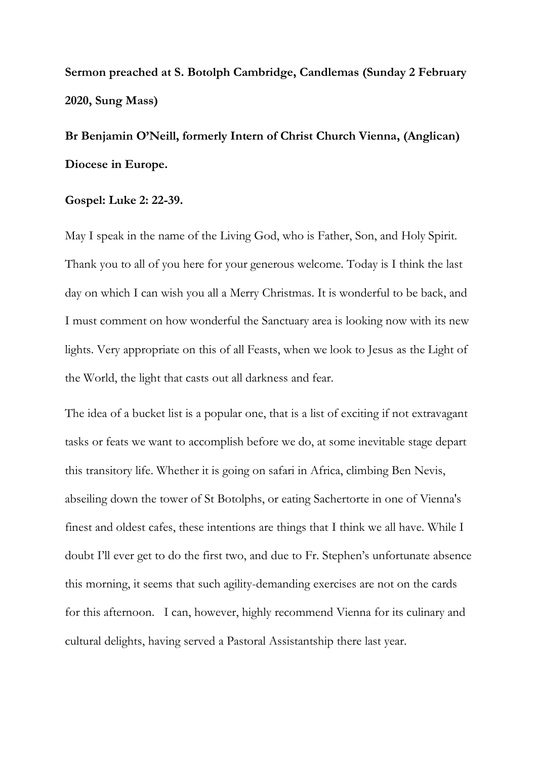**Sermon preached at S. Botolph Cambridge, Candlemas (Sunday 2 February 2020, Sung Mass)**

**Br Benjamin O'Neill, formerly Intern of Christ Church Vienna, (Anglican) Diocese in Europe.**

**Gospel: Luke 2: 22-39.**

May I speak in the name of the Living God, who is Father, Son, and Holy Spirit. Thank you to all of you here for your generous welcome. Today is I think the last day on which I can wish you all a Merry Christmas. It is wonderful to be back, and I must comment on how wonderful the Sanctuary area is looking now with its new lights. Very appropriate on this of all Feasts, when we look to Jesus as the Light of the World, the light that casts out all darkness and fear.

The idea of a bucket list is a popular one, that is a list of exciting if not extravagant tasks or feats we want to accomplish before we do, at some inevitable stage depart this transitory life. Whether it is going on safari in Africa, climbing Ben Nevis, abseiling down the tower of St Botolphs, or eating Sachertorte in one of Vienna's finest and oldest cafes, these intentions are things that I think we all have. While I doubt I'll ever get to do the first two, and due to Fr. Stephen's unfortunate absence this morning, it seems that such agility-demanding exercises are not on the cards for this afternoon. I can, however, highly recommend Vienna for its culinary and cultural delights, having served a Pastoral Assistantship there last year.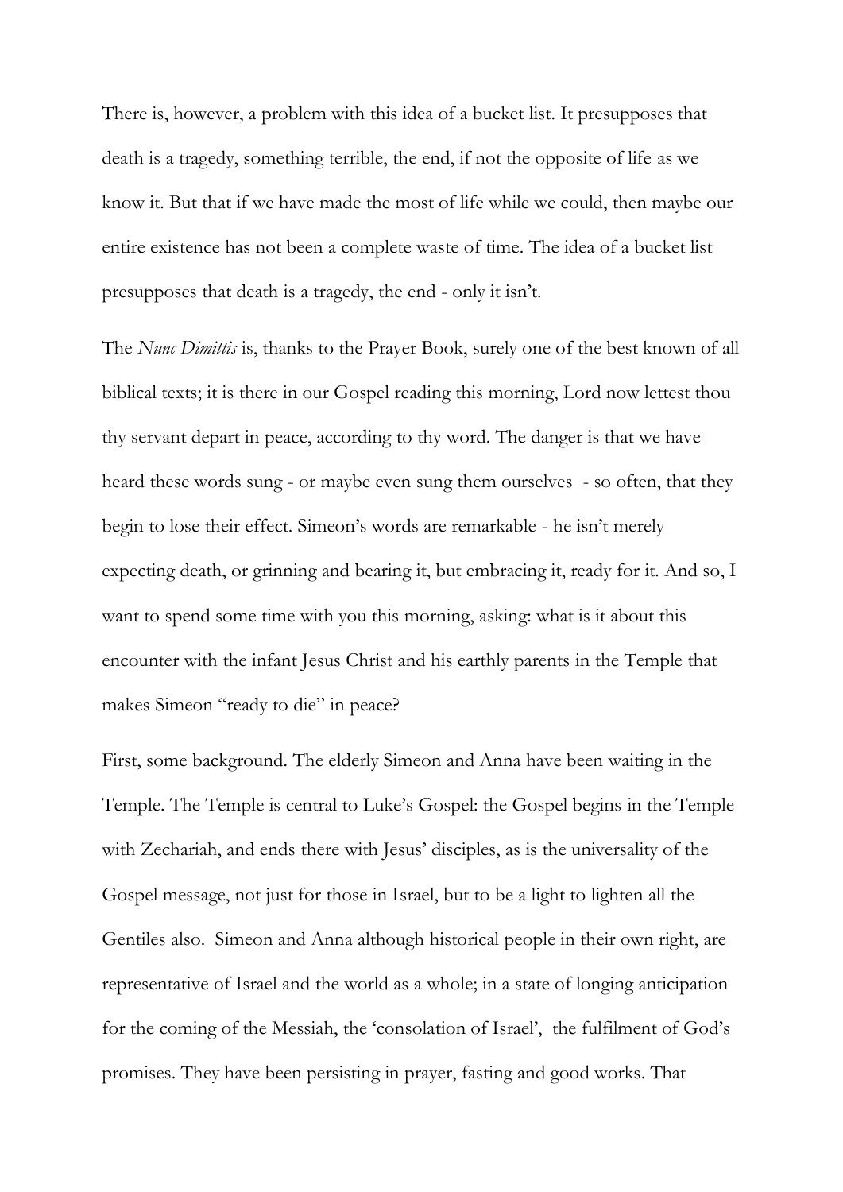There is, however, a problem with this idea of a bucket list. It presupposes that death is a tragedy, something terrible, the end, if not the opposite of life as we know it. But that if we have made the most of life while we could, then maybe our entire existence has not been a complete waste of time. The idea of a bucket list presupposes that death is a tragedy, the end - only it isn't.

The *Nunc Dimittis* is, thanks to the Prayer Book, surely one of the best known of all biblical texts; it is there in our Gospel reading this morning, Lord now lettest thou thy servant depart in peace, according to thy word. The danger is that we have heard these words sung - or maybe even sung them ourselves - so often, that they begin to lose their effect. Simeon's words are remarkable - he isn't merely expecting death, or grinning and bearing it, but embracing it, ready for it. And so, I want to spend some time with you this morning, asking: what is it about this encounter with the infant Jesus Christ and his earthly parents in the Temple that makes Simeon "ready to die" in peace?

First, some background. The elderly Simeon and Anna have been waiting in the Temple. The Temple is central to Luke's Gospel: the Gospel begins in the Temple with Zechariah, and ends there with Jesus' disciples, as is the universality of the Gospel message, not just for those in Israel, but to be a light to lighten all the Gentiles also. Simeon and Anna although historical people in their own right, are representative of Israel and the world as a whole; in a state of longing anticipation for the coming of the Messiah, the 'consolation of Israel', the fulfilment of God's promises. They have been persisting in prayer, fasting and good works. That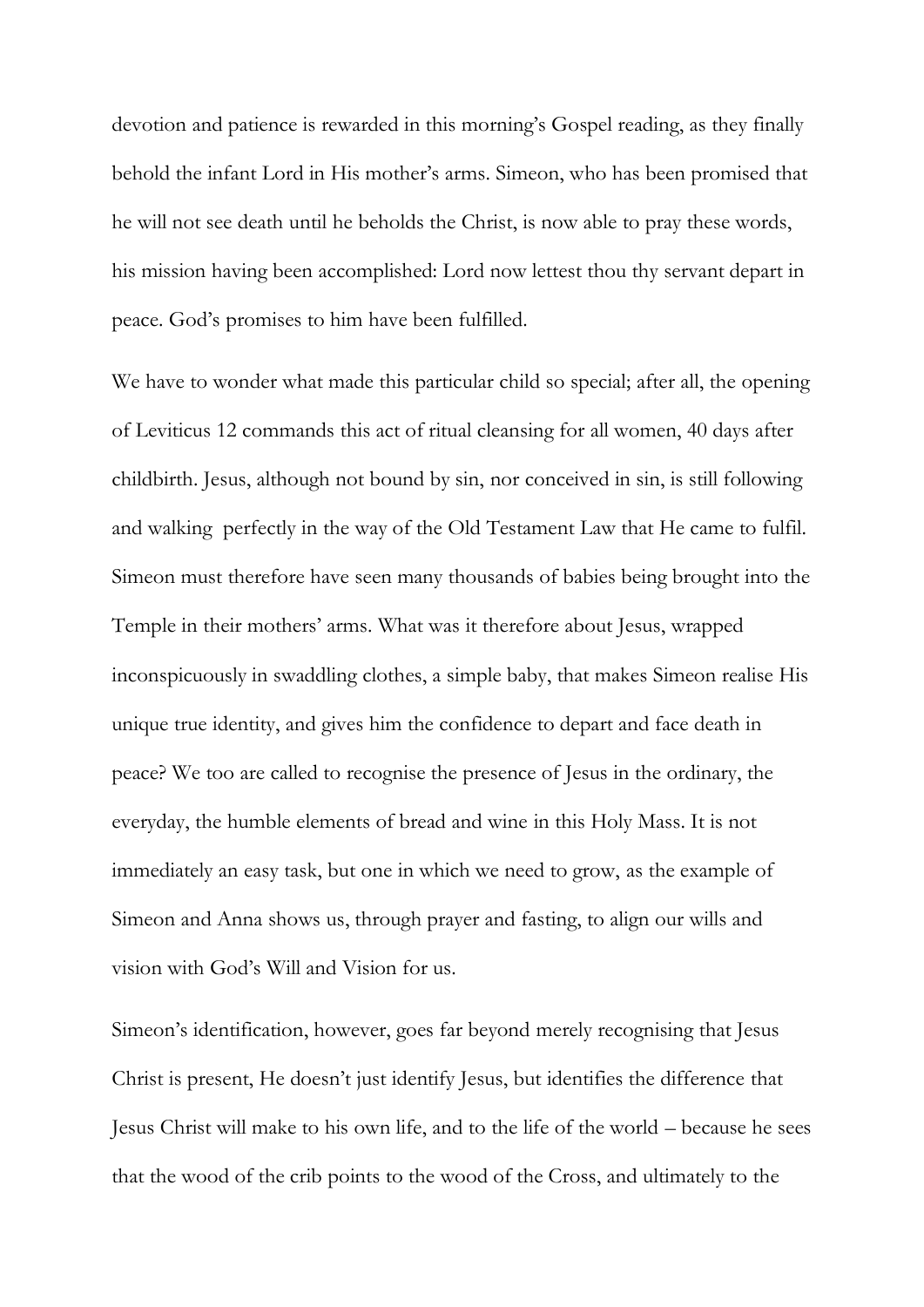devotion and patience is rewarded in this morning's Gospel reading, as they finally behold the infant Lord in His mother's arms. Simeon, who has been promised that he will not see death until he beholds the Christ, is now able to pray these words, his mission having been accomplished: Lord now lettest thou thy servant depart in peace. God's promises to him have been fulfilled.

We have to wonder what made this particular child so special; after all, the opening of Leviticus 12 commands this act of ritual cleansing for all women, 40 days after childbirth. Jesus, although not bound by sin, nor conceived in sin, is still following and walking perfectly in the way of the Old Testament Law that He came to fulfil. Simeon must therefore have seen many thousands of babies being brought into the Temple in their mothers' arms. What was it therefore about Jesus, wrapped inconspicuously in swaddling clothes, a simple baby, that makes Simeon realise His unique true identity, and gives him the confidence to depart and face death in peace? We too are called to recognise the presence of Jesus in the ordinary, the everyday, the humble elements of bread and wine in this Holy Mass. It is not immediately an easy task, but one in which we need to grow, as the example of Simeon and Anna shows us, through prayer and fasting, to align our wills and vision with God's Will and Vision for us.

Simeon's identification, however, goes far beyond merely recognising that Jesus Christ is present, He doesn't just identify Jesus, but identifies the difference that Jesus Christ will make to his own life, and to the life of the world – because he sees that the wood of the crib points to the wood of the Cross, and ultimately to the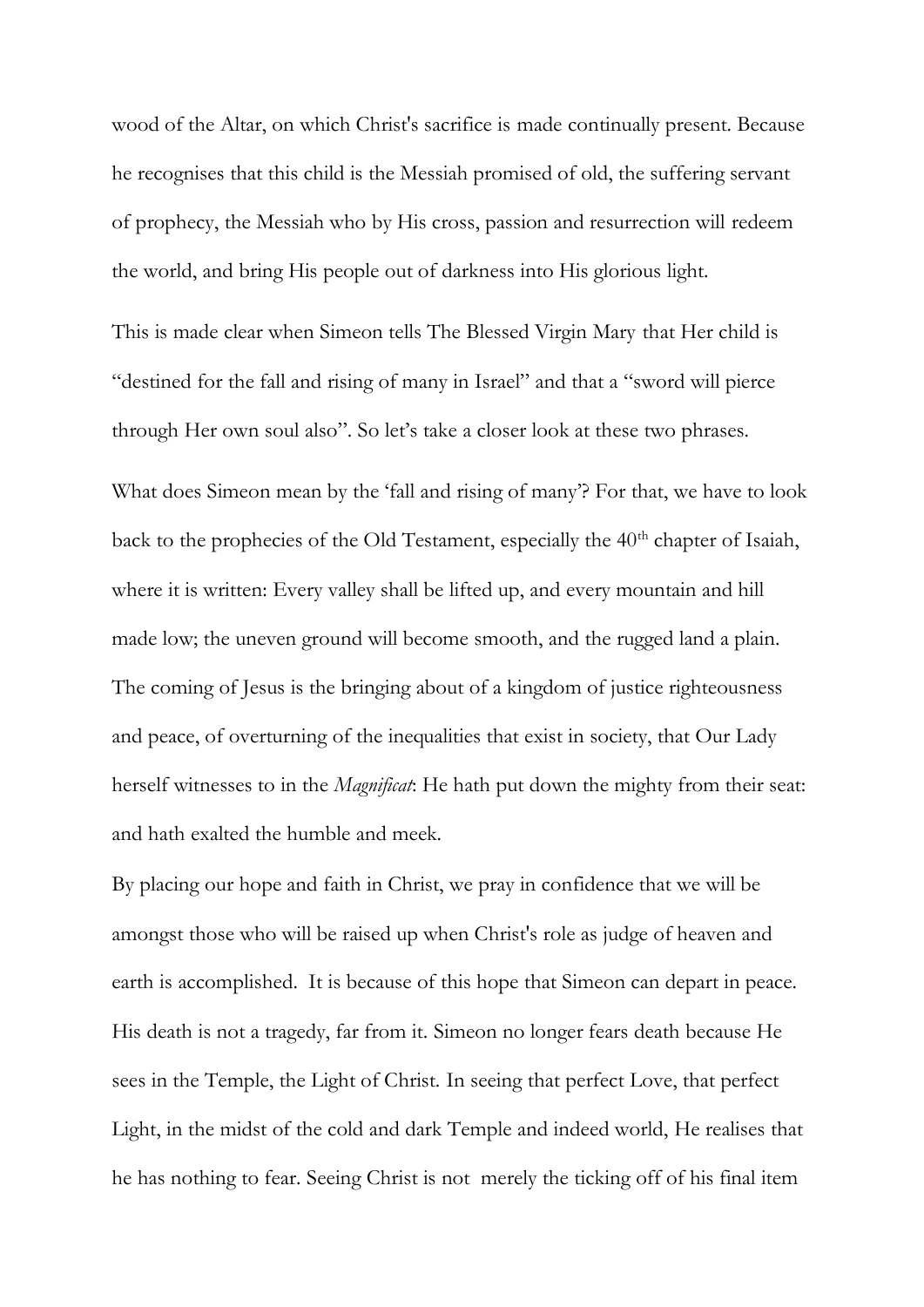wood of the Altar, on which Christ's sacrifice is made continually present. Because he recognises that this child is the Messiah promised of old, the suffering servant of prophecy, the Messiah who by His cross, passion and resurrection will redeem the world, and bring His people out of darkness into His glorious light.

This is made clear when Simeon tells The Blessed Virgin Mary that Her child is "destined for the fall and rising of many in Israel" and that a "sword will pierce through Her own soul also". So let's take a closer look at these two phrases.

What does Simeon mean by the 'fall and rising of many'? For that, we have to look back to the prophecies of the Old Testament, especially the 40th chapter of Isaiah, where it is written: Every valley shall be lifted up, and every mountain and hill made low; the uneven ground will become smooth, and the rugged land a plain. The coming of Jesus is the bringing about of a kingdom of justice righteousness and peace, of overturning of the inequalities that exist in society, that Our Lady herself witnesses to in the *Magnificat*: He hath put down the mighty from their seat: and hath exalted the humble and meek.

By placing our hope and faith in Christ, we pray in confidence that we will be amongst those who will be raised up when Christ's role as judge of heaven and earth is accomplished. It is because of this hope that Simeon can depart in peace. His death is not a tragedy, far from it. Simeon no longer fears death because He sees in the Temple, the Light of Christ. In seeing that perfect Love, that perfect Light, in the midst of the cold and dark Temple and indeed world, He realises that he has nothing to fear. Seeing Christ is not merely the ticking off of his final item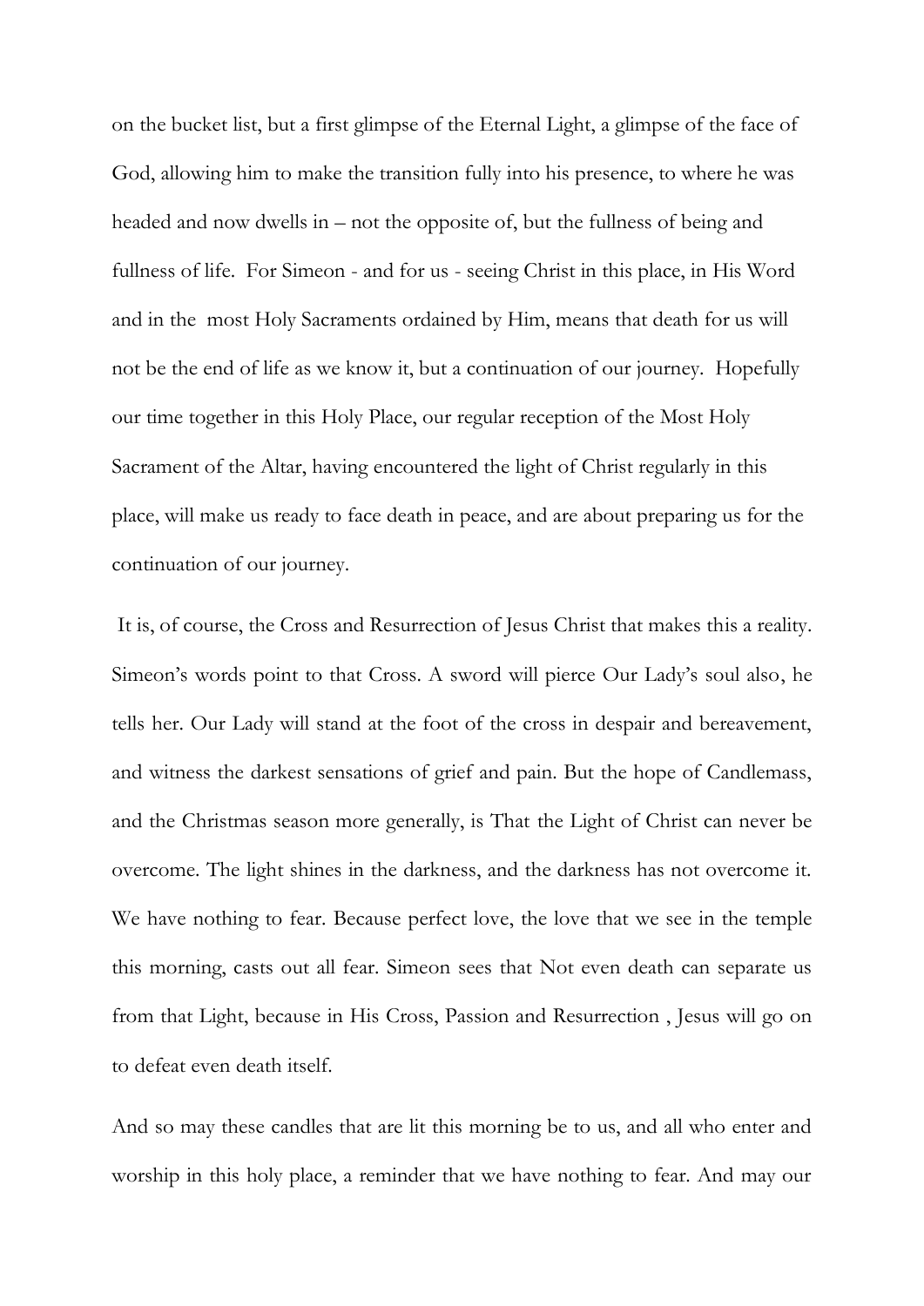on the bucket list, but a first glimpse of the Eternal Light, a glimpse of the face of God, allowing him to make the transition fully into his presence, to where he was headed and now dwells in – not the opposite of, but the fullness of being and fullness of life. For Simeon - and for us - seeing Christ in this place, in His Word and in the most Holy Sacraments ordained by Him, means that death for us will not be the end of life as we know it, but a continuation of our journey. Hopefully our time together in this Holy Place, our regular reception of the Most Holy Sacrament of the Altar, having encountered the light of Christ regularly in this place, will make us ready to face death in peace, and are about preparing us for the continuation of our journey.

It is, of course, the Cross and Resurrection of Jesus Christ that makes this a reality. Simeon's words point to that Cross. A sword will pierce Our Lady's soul also, he tells her. Our Lady will stand at the foot of the cross in despair and bereavement, and witness the darkest sensations of grief and pain. But the hope of Candlemass, and the Christmas season more generally, is That the Light of Christ can never be overcome. The light shines in the darkness, and the darkness has not overcome it. We have nothing to fear. Because perfect love, the love that we see in the temple this morning, casts out all fear. Simeon sees that Not even death can separate us from that Light, because in His Cross, Passion and Resurrection , Jesus will go on to defeat even death itself.

And so may these candles that are lit this morning be to us, and all who enter and worship in this holy place, a reminder that we have nothing to fear. And may our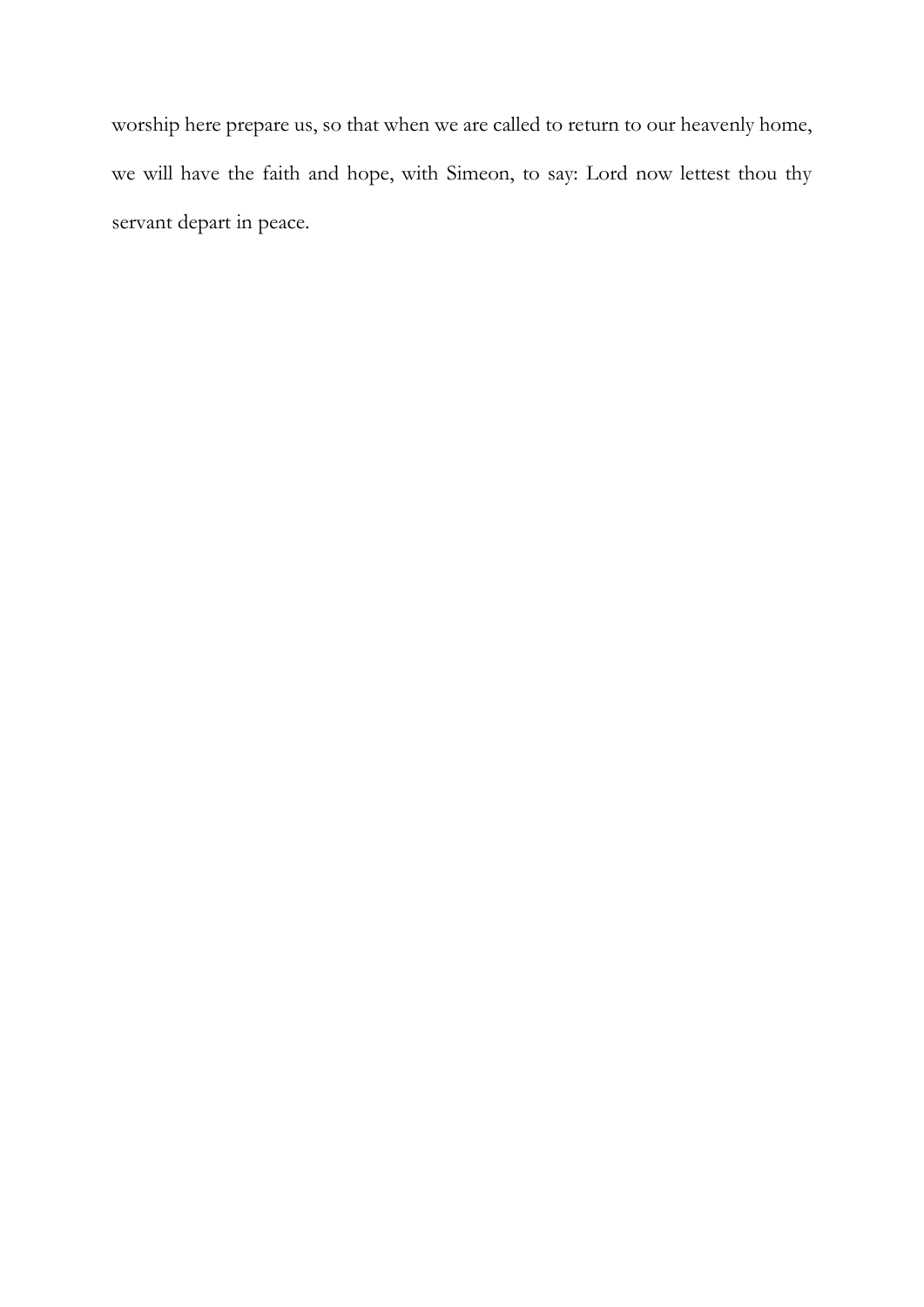worship here prepare us, so that when we are called to return to our heavenly home, we will have the faith and hope, with Simeon, to say: Lord now lettest thou thy servant depart in peace.